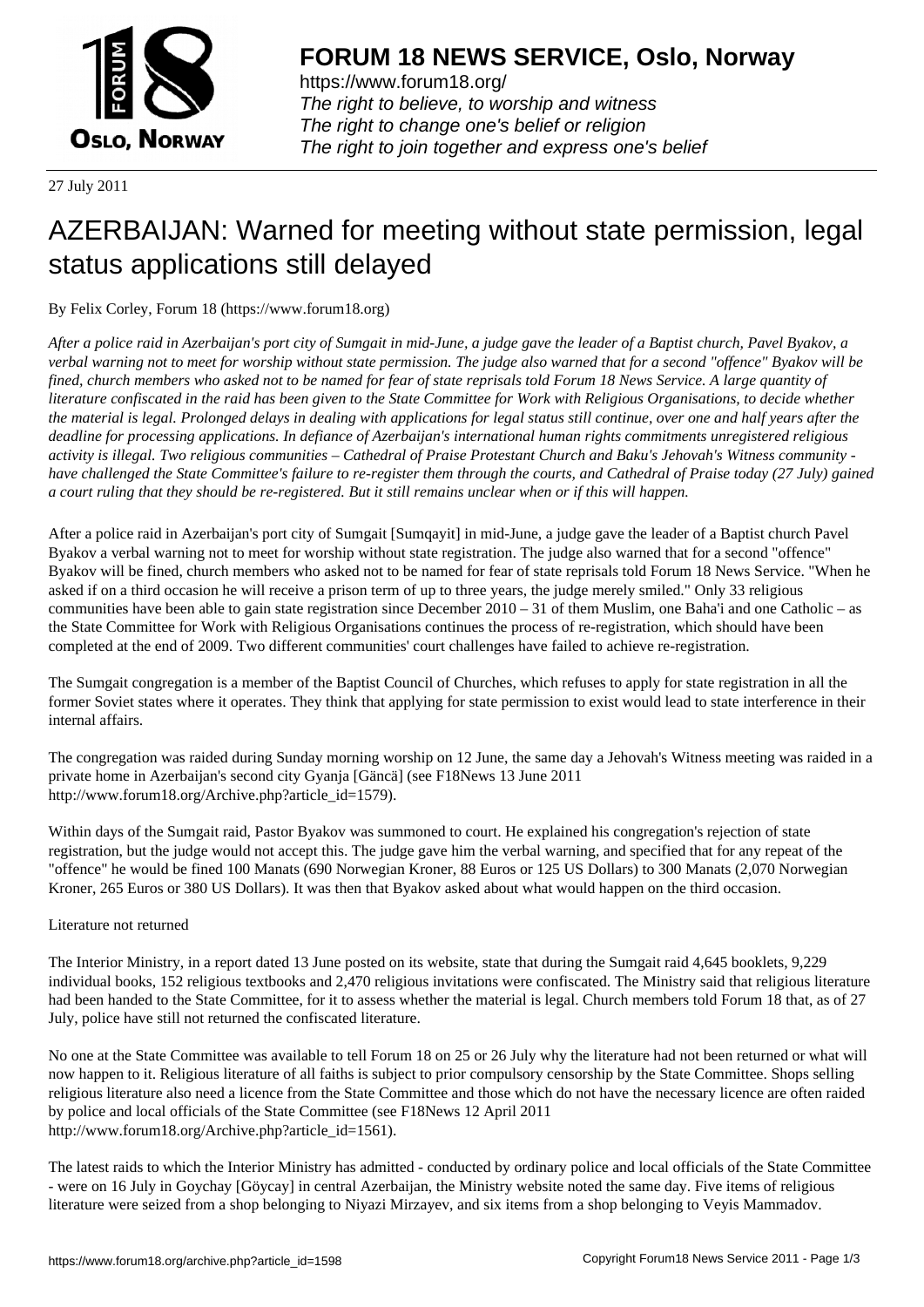# FORUM 18 NEWS SERVICE, Oslo, Norway

https://www.forum18.org/
*The right to believe, to worship and witness*
*The right to change one's belief or religion*
*The right to join together and express one's belief*

27 July 2011

# AZERBAIJAN: Warned for meeting without state permission, legal status applications still delayed

By Felix Corley, Forum 18 (https://www.forum18.org)

*After a police raid in Azerbaijan's port city of Sumgait in mid-June, a judge gave the leader of a Baptist church, Pavel Byakov, a verbal warning not to meet for worship without state permission. The judge also warned that for a second "offence" Byakov will be fined, church members who asked not to be named for fear of state reprisals told Forum 18 News Service. A large quantity of literature confiscated in the raid has been given to the State Committee for Work with Religious Organisations, to decide whether the material is legal. Prolonged delays in dealing with applications for legal status still continue, over one and half years after the deadline for processing applications. In defiance of Azerbaijan's international human rights commitments unregistered religious activity is illegal. Two religious communities – Cathedral of Praise Protestant Church and Baku's Jehovah's Witness community - have challenged the State Committee's failure to re-register them through the courts, and Cathedral of Praise today (27 July) gained a court ruling that they should be re-registered. But it still remains unclear when or if this will happen.*

After a police raid in Azerbaijan's port city of Sumgait [Sumqayit] in mid-June, a judge gave the leader of a Baptist church Pavel Byakov a verbal warning not to meet for worship without state registration. The judge also warned that for a second "offence" Byakov will be fined, church members who asked not to be named for fear of state reprisals told Forum 18 News Service. "When he asked if on a third occasion he will receive a prison term of up to three years, the judge merely smiled." Only 33 religious communities have been able to gain state registration since December 2010 – 31 of them Muslim, one Baha'i and one Catholic – as the State Committee for Work with Religious Organisations continues the process of re-registration, which should have been completed at the end of 2009. Two different communities' court challenges have failed to achieve re-registration.

The Sumgait congregation is a member of the Baptist Council of Churches, which refuses to apply for state registration in all the former Soviet states where it operates. They think that applying for state permission to exist would lead to state interference in their internal affairs.

The congregation was raided during Sunday morning worship on 12 June, the same day a Jehovah's Witness meeting was raided in a private home in Azerbaijan's second city Gyanja [Gäncä] (see F18News 13 June 2011 http://www.forum18.org/Archive.php?article_id=1579).

Within days of the Sumgait raid, Pastor Byakov was summoned to court. He explained his congregation's rejection of state registration, but the judge would not accept this. The judge gave him the verbal warning, and specified that for any repeat of the "offence" he would be fined 100 Manats (690 Norwegian Kroner, 88 Euros or 125 US Dollars) to 300 Manats (2,070 Norwegian Kroner, 265 Euros or 380 US Dollars). It was then that Byakov asked about what would happen on the third occasion.

Literature not returned

The Interior Ministry, in a report dated 13 June posted on its website, state that during the Sumgait raid 4,645 booklets, 9,229 individual books, 152 religious textbooks and 2,470 religious invitations were confiscated. The Ministry said that religious literature had been handed to the State Committee, for it to assess whether the material is legal. Church members told Forum 18 that, as of 27 July, police have still not returned the confiscated literature.

No one at the State Committee was available to tell Forum 18 on 25 or 26 July why the literature had not been returned or what will now happen to it. Religious literature of all faiths is subject to prior compulsory censorship by the State Committee. Shops selling religious literature also need a licence from the State Committee and those which do not have the necessary licence are often raided by police and local officials of the State Committee (see F18News 12 April 2011 http://www.forum18.org/Archive.php?article_id=1561).

The latest raids to which the Interior Ministry has admitted - conducted by ordinary police and local officials of the State Committee - were on 16 July in Goychay [Göycay] in central Azerbaijan, the Ministry website noted the same day. Five items of religious literature were seized from a shop belonging to Niyazi Mirzayev, and six items from a shop belonging to Veyis Mammadov.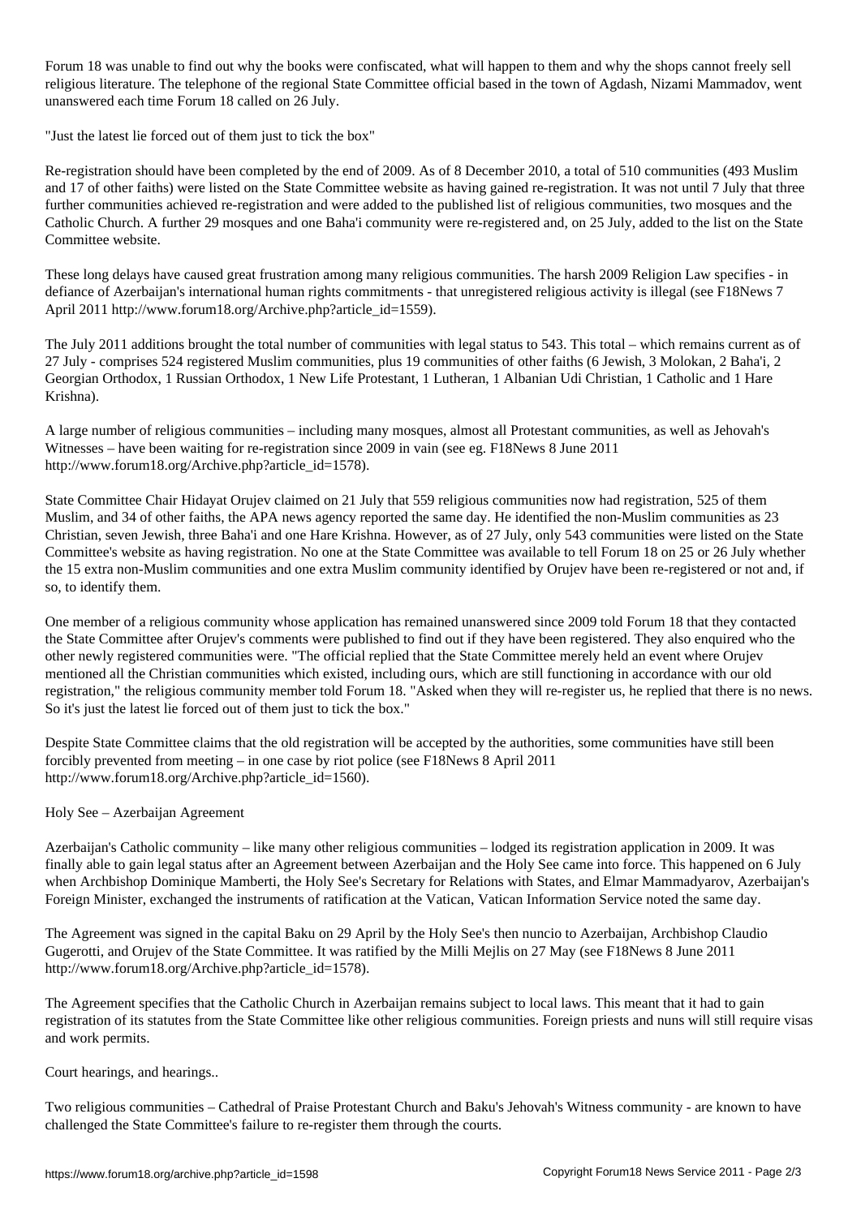Forum 18 was unable to find out why the books were confiscated, what will happen to them and why the shops cannot freely sell religious literature. The telephone of the regional State Committee official based in the town of Agdash, Nizami Mammadov, went unanswered each time Forum 18 called on 26 July.

## "Just the latest lie forced out of them just to tick the box"

Re-registration should have been completed by the end of 2009. As of 8 December 2010, a total of 510 communities (493 Muslim and 17 of other faiths) were listed on the State Committee website as having gained re-registration. It was not until 7 July that three further communities achieved re-registration and were added to the published list of religious communities, two mosques and the Catholic Church. A further 29 mosques and one Baha'i community were re-registered and, on 25 July, added to the list on the State Committee website.

These long delays have caused great frustration among many religious communities. The harsh 2009 Religion Law specifies - in defiance of Azerbaijan's international human rights commitments - that unregistered religious activity is illegal (see F18News 7 April 2011 http://www.forum18.org/Archive.php?article_id=1559).

The July 2011 additions brought the total number of communities with legal status to 543. This total – which remains current as of 27 July - comprises 524 registered Muslim communities, plus 19 communities of other faiths (6 Jewish, 3 Molokan, 2 Baha'i, 2 Georgian Orthodox, 1 Russian Orthodox, 1 New Life Protestant, 1 Lutheran, 1 Albanian Udi Christian, 1 Catholic and 1 Hare Krishna).

A large number of religious communities – including many mosques, almost all Protestant communities, as well as Jehovah's Witnesses – have been waiting for re-registration since 2009 in vain (see eg. F18News 8 June 2011 http://www.forum18.org/Archive.php?article_id=1578).

State Committee Chair Hidayat Orujev claimed on 21 July that 559 religious communities now had registration, 525 of them Muslim, and 34 of other faiths, the APA news agency reported the same day. He identified the non-Muslim communities as 23 Christian, seven Jewish, three Baha'i and one Hare Krishna. However, as of 27 July, only 543 communities were listed on the State Committee's website as having registration. No one at the State Committee was available to tell Forum 18 on 25 or 26 July whether the 15 extra non-Muslim communities and one extra Muslim community identified by Orujev have been re-registered or not and, if so, to identify them.

One member of a religious community whose application has remained unanswered since 2009 told Forum 18 that they contacted the State Committee after Orujev's comments were published to find out if they have been registered. They also enquired who the other newly registered communities were. "The official replied that the State Committee merely held an event where Orujev mentioned all the Christian communities which existed, including ours, which are still functioning in accordance with our old registration," the religious community member told Forum 18. "Asked when they will re-register us, he replied that there is no news. So it's just the latest lie forced out of them just to tick the box."

Despite State Committee claims that the old registration will be accepted by the authorities, some communities have still been forcibly prevented from meeting – in one case by riot police (see F18News 8 April 2011 http://www.forum18.org/Archive.php?article_id=1560).

## Holy See – Azerbaijan Agreement

Azerbaijan's Catholic community – like many other religious communities – lodged its registration application in 2009. It was finally able to gain legal status after an Agreement between Azerbaijan and the Holy See came into force. This happened on 6 July when Archbishop Dominique Mamberti, the Holy See's Secretary for Relations with States, and Elmar Mammadyarov, Azerbaijan's Foreign Minister, exchanged the instruments of ratification at the Vatican, Vatican Information Service noted the same day.

The Agreement was signed in the capital Baku on 29 April by the Holy See's then nuncio to Azerbaijan, Archbishop Claudio Gugerotti, and Orujev of the State Committee. It was ratified by the Milli Mejlis on 27 May (see F18News 8 June 2011 http://www.forum18.org/Archive.php?article_id=1578).

The Agreement specifies that the Catholic Church in Azerbaijan remains subject to local laws. This meant that it had to gain registration of its statutes from the State Committee like other religious communities. Foreign priests and nuns will still require visas and work permits.

## Court hearings, and hearings..

Two religious communities – Cathedral of Praise Protestant Church and Baku's Jehovah's Witness community - are known to have challenged the State Committee's failure to re-register them through the courts.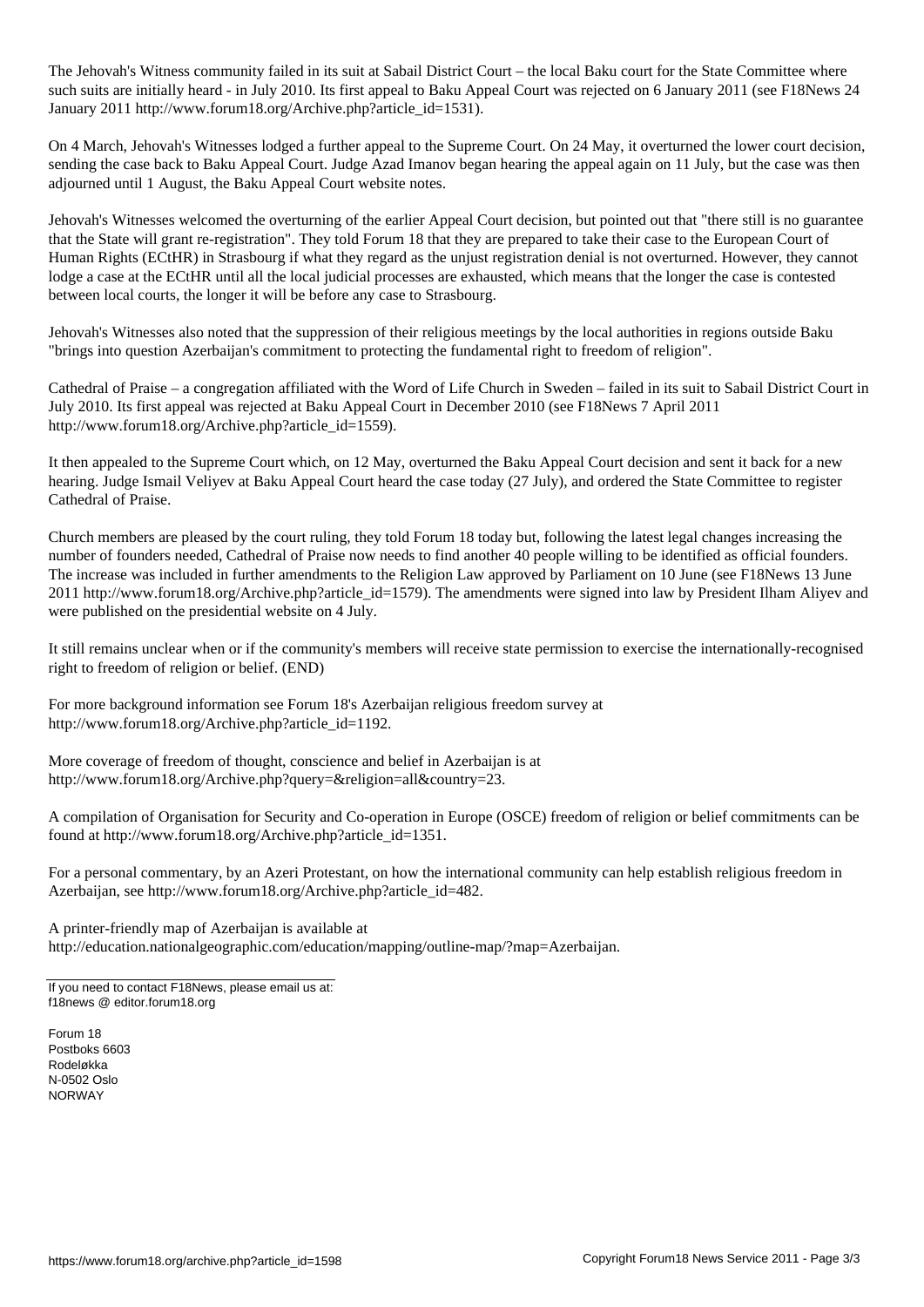The Jehovah's Witness community failed in its suit at Sabail District Court – the local Baku court for the State Committee where such suits are initially heard - in July 2010. Its first appeal to Baku Appeal Court was rejected on 6 January 2011 (see F18News 24 January 2011 http://www.forum18.org/Archive.php?article_id=1531).

On 4 March, Jehovah's Witnesses lodged a further appeal to the Supreme Court. On 24 May, it overturned the lower court decision, sending the case back to Baku Appeal Court. Judge Azad Imanov began hearing the appeal again on 11 July, but the case was then adjourned until 1 August, the Baku Appeal Court website notes.

Jehovah's Witnesses welcomed the overturning of the earlier Appeal Court decision, but pointed out that "there still is no guarantee that the State will grant re-registration". They told Forum 18 that they are prepared to take their case to the European Court of Human Rights (ECtHR) in Strasbourg if what they regard as the unjust registration denial is not overturned. However, they cannot lodge a case at the ECtHR until all the local judicial processes are exhausted, which means that the longer the case is contested between local courts, the longer it will be before any case to Strasbourg.

Jehovah's Witnesses also noted that the suppression of their religious meetings by the local authorities in regions outside Baku "brings into question Azerbaijan's commitment to protecting the fundamental right to freedom of religion".

Cathedral of Praise – a congregation affiliated with the Word of Life Church in Sweden – failed in its suit to Sabail District Court in July 2010. Its first appeal was rejected at Baku Appeal Court in December 2010 (see F18News 7 April 2011 http://www.forum18.org/Archive.php?article_id=1559).

It then appealed to the Supreme Court which, on 12 May, overturned the Baku Appeal Court decision and sent it back for a new hearing. Judge Ismail Veliyev at Baku Appeal Court heard the case today (27 July), and ordered the State Committee to register Cathedral of Praise.

Church members are pleased by the court ruling, they told Forum 18 today but, following the latest legal changes increasing the number of founders needed, Cathedral of Praise now needs to find another 40 people willing to be identified as official founders. The increase was included in further amendments to the Religion Law approved by Parliament on 10 June (see F18News 13 June 2011 http://www.forum18.org/Archive.php?article_id=1579). The amendments were signed into law by President Ilham Aliyev and were published on the presidential website on 4 July.

It still remains unclear when or if the community's members will receive state permission to exercise the internationally-recognised right to freedom of religion or belief. (END)

For more background information see Forum 18's Azerbaijan religious freedom survey at http://www.forum18.org/Archive.php?article_id=1192.

More coverage of freedom of thought, conscience and belief in Azerbaijan is at http://www.forum18.org/Archive.php?query=&religion=all&country=23.

A compilation of Organisation for Security and Co-operation in Europe (OSCE) freedom of religion or belief commitments can be found at http://www.forum18.org/Archive.php?article_id=1351.

For a personal commentary, by an Azeri Protestant, on how the international community can help establish religious freedom in Azerbaijan, see http://www.forum18.org/Archive.php?article_id=482.

A printer-friendly map of Azerbaijan is available at http://education.nationalgeographic.com/education/mapping/outline-map/?map=Azerbaijan.

---

If you need to contact F18News, please email us at:
f18news @ editor.forum18.org

Forum 18
Postboks 6603
Rodeløkka
N-0502 Oslo
NORWAY